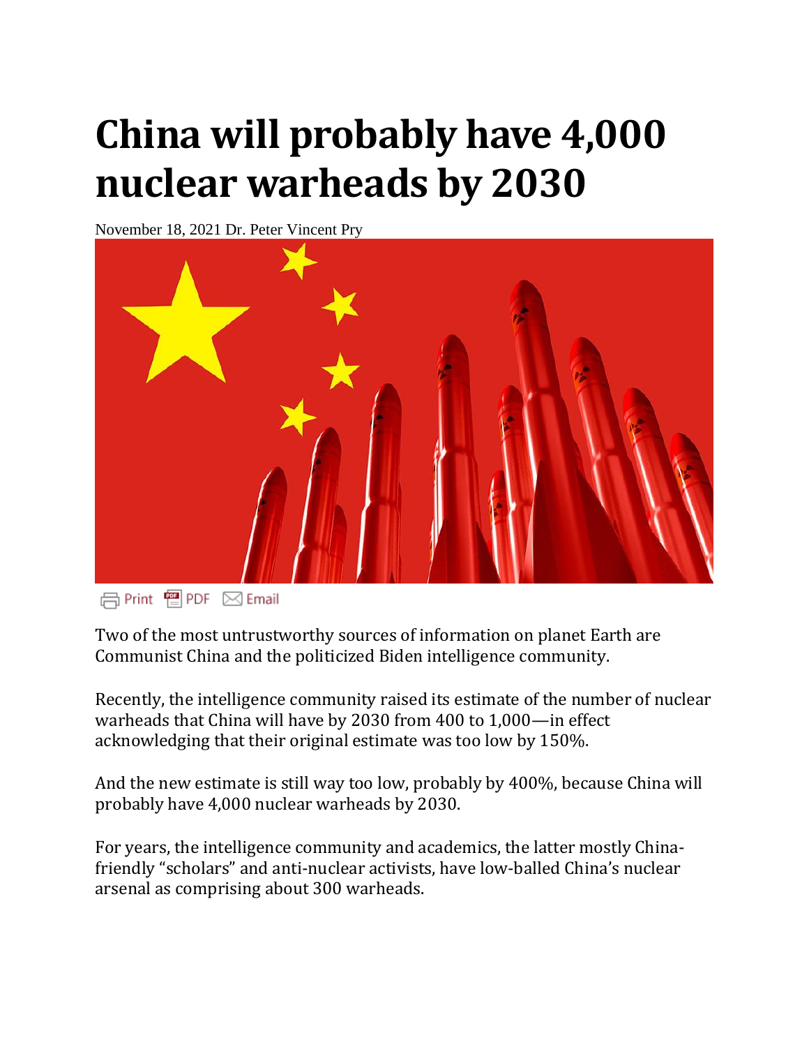# China will probably have 4,000 nuclear warheads by 2030

November 18, 2021 Dr. Peter Vincent Pry

Print PDF Email

Two of the most untrustworthy sources of information on planet Earth are Communist China and the politicized Biden intelligence community.

Recently, the intelligence community raised its estimate of the number of nuclear warheads that China will have by 2030 from 400 to 1,000—in effect acknowledging that their original estimate was too low by 150%.

And the new estimate is still way too low, probably by 400%, because China will probably have 4,000 nuclear warheads by 2030.

For years, the intelligence community and academics, the latter mostly China-friendly "scholars" and anti-nuclear activists, have low-balled China's nuclear arsenal as comprising about 300 warheads.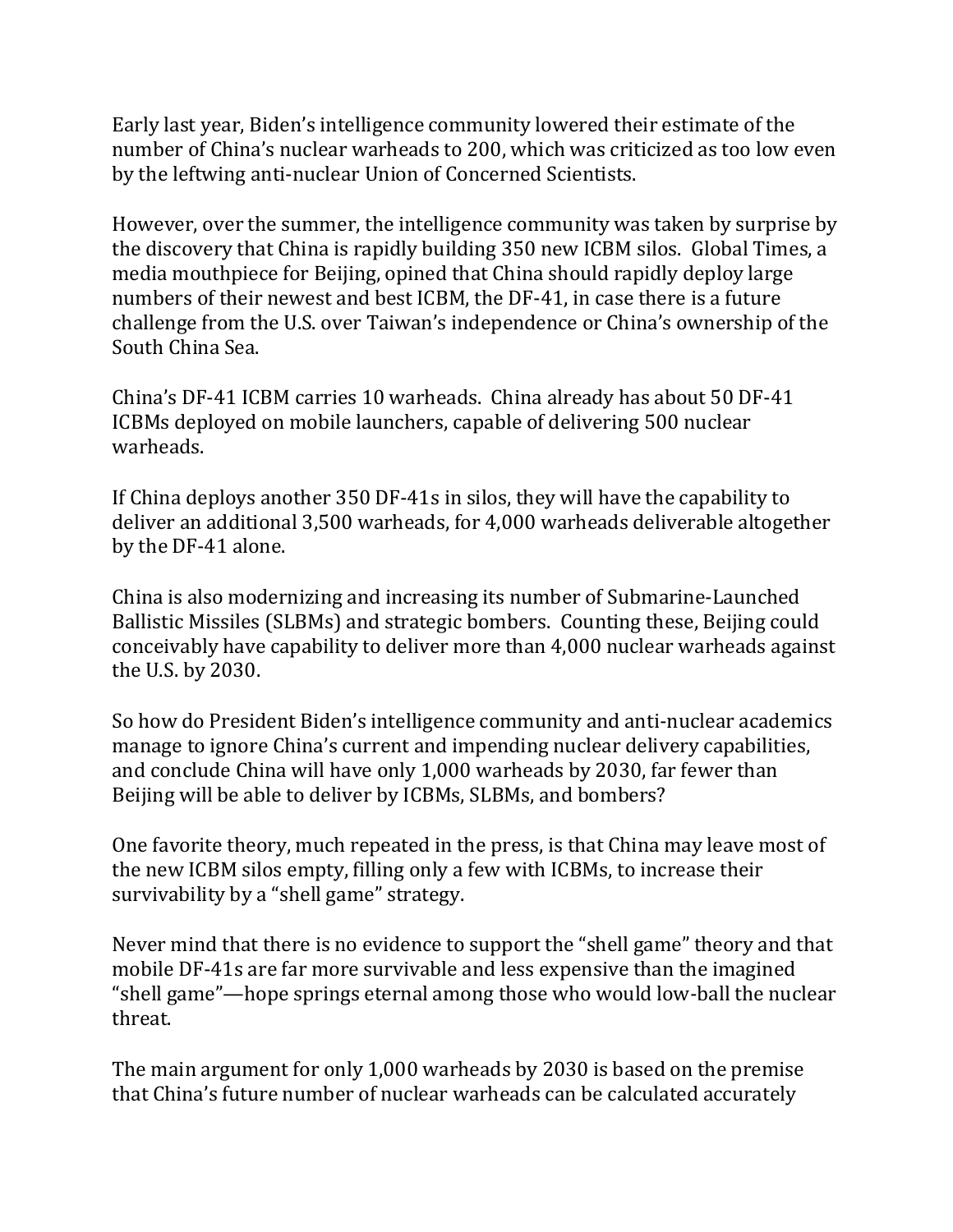Early last year, Biden's intelligence community lowered their estimate of the number of China's nuclear warheads to 200, which was criticized as too low even by the leftwing anti-nuclear Union of Concerned Scientists.

However, over the summer, the intelligence community was taken by surprise by the discovery that China is rapidly building 350 new ICBM silos. Global Times, a media mouthpiece for Beijing, opined that China should rapidly deploy large numbers of their newest and best ICBM, the DF-41, in case there is a future challenge from the U.S. over Taiwan's independence or China's ownership of the South China Sea.

China's DF-41 ICBM carries 10 warheads. China already has about 50 DF-41 ICBMs deployed on mobile launchers, capable of delivering 500 nuclear warheads.

If China deploys another 350 DF-41s in silos, they will have the capability to deliver an additional 3,500 warheads, for 4,000 warheads deliverable altogether by the DF-41 alone.

China is also modernizing and increasing its number of Submarine-Launched Ballistic Missiles (SLBMs) and strategic bombers. Counting these, Beijing could conceivably have capability to deliver more than 4,000 nuclear warheads against the U.S. by 2030.

So how do President Biden's intelligence community and anti-nuclear academics manage to ignore China's current and impending nuclear delivery capabilities, and conclude China will have only 1,000 warheads by 2030, far fewer than Beijing will be able to deliver by ICBMs, SLBMs, and bombers?

One favorite theory, much repeated in the press, is that China may leave most of the new ICBM silos empty, filling only a few with ICBMs, to increase their survivability by a "shell game" strategy.

Never mind that there is no evidence to support the "shell game" theory and that mobile DF-41s are far more survivable and less expensive than the imagined "shell game"—hope springs eternal among those who would low-ball the nuclear threat.

The main argument for only 1,000 warheads by 2030 is based on the premise that China's future number of nuclear warheads can be calculated accurately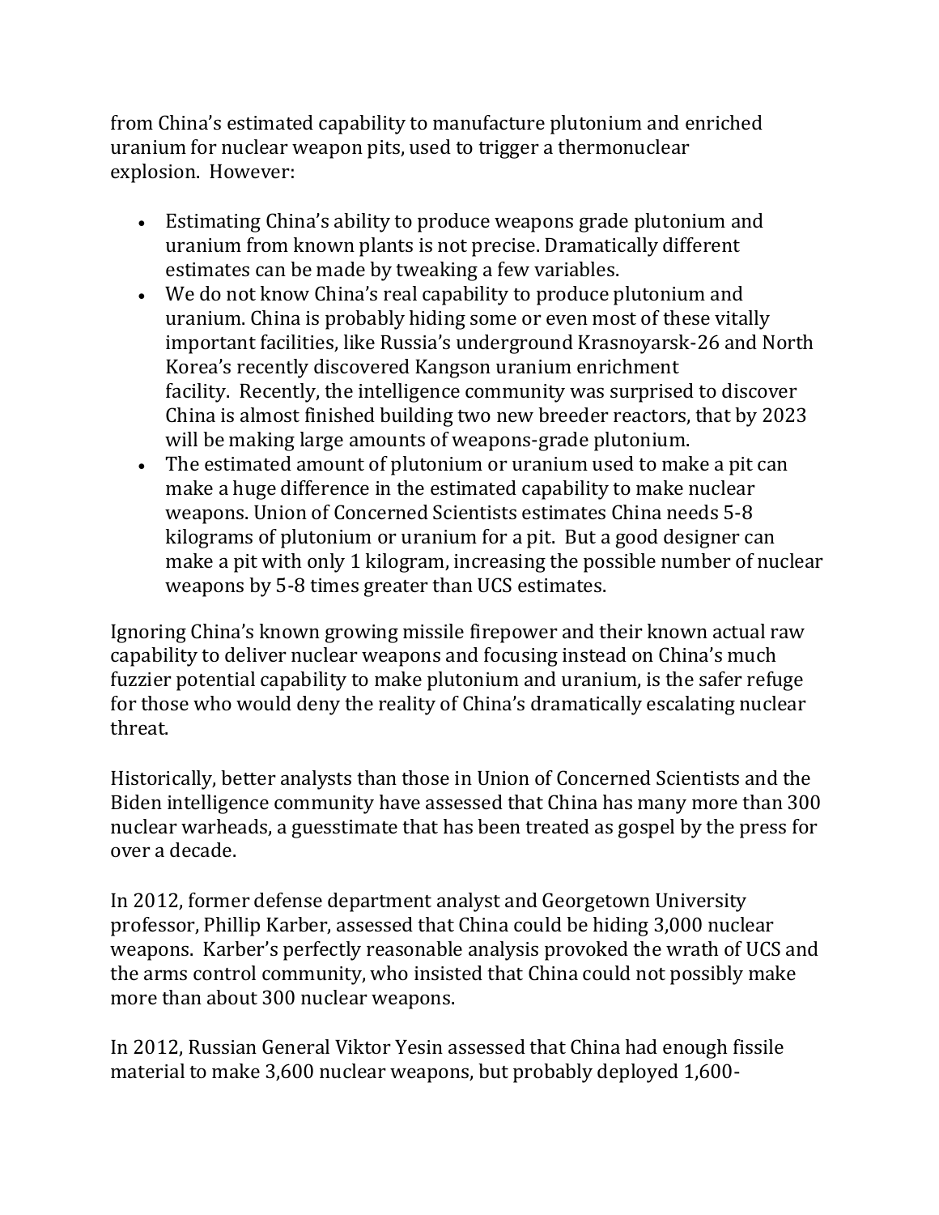from China's estimated capability to manufacture plutonium and enriched uranium for nuclear weapon pits, used to trigger a thermonuclear explosion. However:

- Estimating China's ability to produce weapons grade plutonium and uranium from known plants is not precise. Dramatically different estimates can be made by tweaking a few variables.
- We do not know China's real capability to produce plutonium and uranium. China is probably hiding some or even most of these vitally important facilities, like Russia's underground Krasnoyarsk-26 and North Korea's recently discovered Kangson uranium enrichment facility. Recently, the intelligence community was surprised to discover China is almost finished building two new breeder reactors, that by 2023 will be making large amounts of weapons-grade plutonium.
- The estimated amount of plutonium or uranium used to make a pit can make a huge difference in the estimated capability to make nuclear weapons. Union of Concerned Scientists estimates China needs 5-8 kilograms of plutonium or uranium for a pit. But a good designer can make a pit with only 1 kilogram, increasing the possible number of nuclear weapons by 5-8 times greater than UCS estimates.

Ignoring China's known growing missile firepower and their known actual raw capability to deliver nuclear weapons and focusing instead on China's much fuzzier potential capability to make plutonium and uranium, is the safer refuge for those who would deny the reality of China's dramatically escalating nuclear threat.

Historically, better analysts than those in Union of Concerned Scientists and the Biden intelligence community have assessed that China has many more than 300 nuclear warheads, a guesstimate that has been treated as gospel by the press for over a decade.

In 2012, former defense department analyst and Georgetown University professor, Phillip Karber, assessed that China could be hiding 3,000 nuclear weapons. Karber's perfectly reasonable analysis provoked the wrath of UCS and the arms control community, who insisted that China could not possibly make more than about 300 nuclear weapons.

In 2012, Russian General Viktor Yesin assessed that China had enough fissile material to make 3,600 nuclear weapons, but probably deployed 1,600-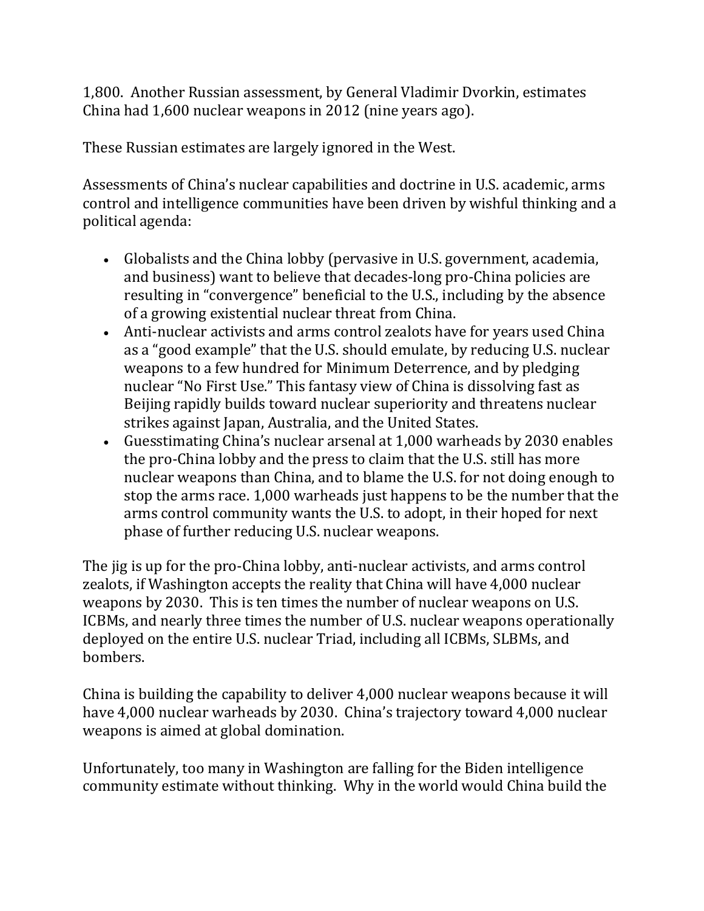1,800. Another Russian assessment, by General Vladimir Dvorkin, estimates China had 1,600 nuclear weapons in 2012 (nine years ago).

These Russian estimates are largely ignored in the West.

Assessments of China's nuclear capabilities and doctrine in U.S. academic, arms control and intelligence communities have been driven by wishful thinking and a political agenda:

- Globalists and the China lobby (pervasive in U.S. government, academia, and business) want to believe that decades-long pro-China policies are resulting in "convergence" beneficial to the U.S., including by the absence of a growing existential nuclear threat from China.
- Anti-nuclear activists and arms control zealots have for years used China as a "good example" that the U.S. should emulate, by reducing U.S. nuclear weapons to a few hundred for Minimum Deterrence, and by pledging nuclear "No First Use." This fantasy view of China is dissolving fast as Beijing rapidly builds toward nuclear superiority and threatens nuclear strikes against Japan, Australia, and the United States.
- Guesstimating China's nuclear arsenal at 1,000 warheads by 2030 enables the pro-China lobby and the press to claim that the U.S. still has more nuclear weapons than China, and to blame the U.S. for not doing enough to stop the arms race. 1,000 warheads just happens to be the number that the arms control community wants the U.S. to adopt, in their hoped for next phase of further reducing U.S. nuclear weapons.

The jig is up for the pro-China lobby, anti-nuclear activists, and arms control zealots, if Washington accepts the reality that China will have 4,000 nuclear weapons by 2030. This is ten times the number of nuclear weapons on U.S. ICBMs, and nearly three times the number of U.S. nuclear weapons operationally deployed on the entire U.S. nuclear Triad, including all ICBMs, SLBMs, and bombers.

China is building the capability to deliver 4,000 nuclear weapons because it will have 4,000 nuclear warheads by 2030. China's trajectory toward 4,000 nuclear weapons is aimed at global domination.

Unfortunately, too many in Washington are falling for the Biden intelligence community estimate without thinking. Why in the world would China build the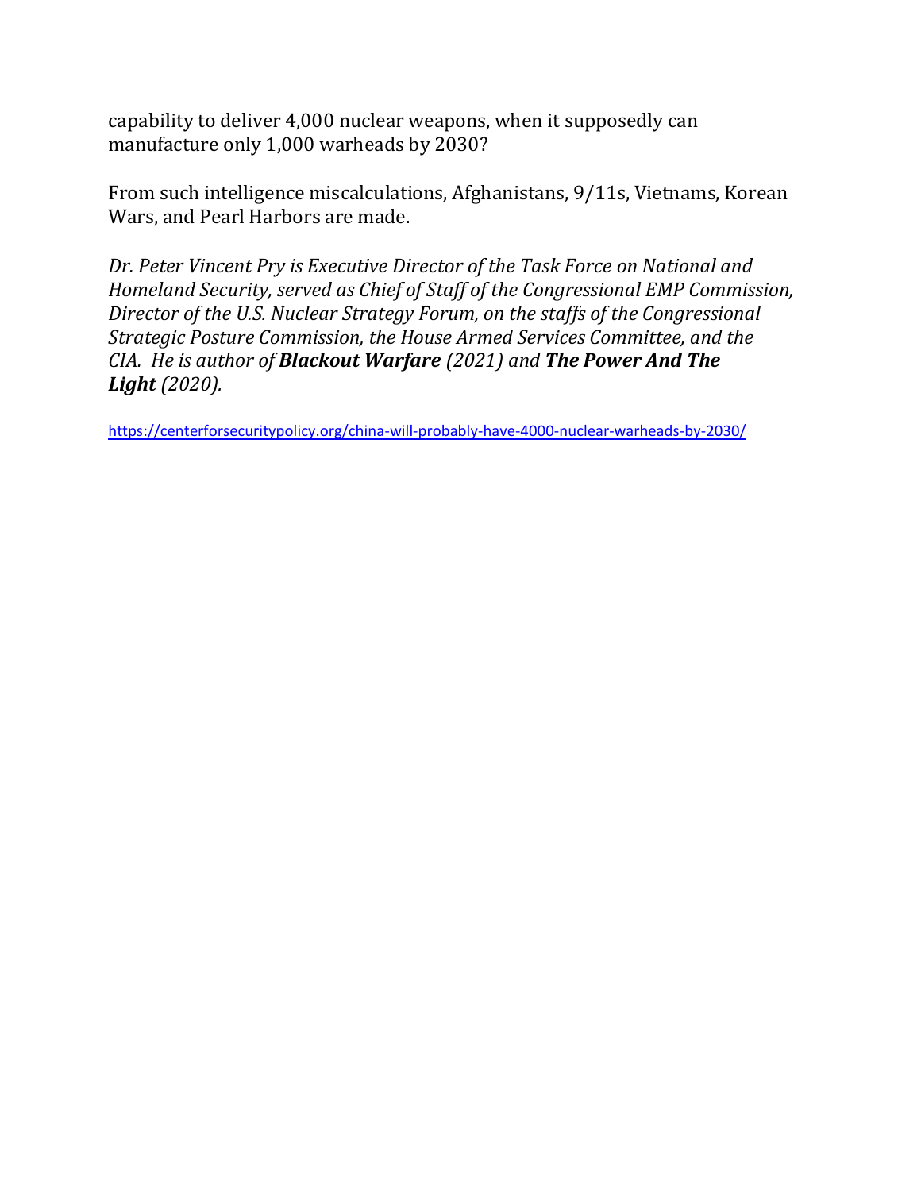capability to deliver 4,000 nuclear weapons, when it supposedly can manufacture only 1,000 warheads by 2030?

From such intelligence miscalculations, Afghanistans, 9/11s, Vietnams, Korean Wars, and Pearl Harbors are made.

*Dr. Peter Vincent Pry is Executive Director of the Task Force on National and Homeland Security, served as Chief of Staff of the Congressional EMP Commission, Director of the U.S. Nuclear Strategy Forum, on the staffs of the Congressional Strategic Posture Commission, the House Armed Services Committee, and the CIA. He is author of **Blackout Warfare** (2021) and **The Power And The Light** (2020).*

https://centerforsecuritypolicy.org/china-will-probably-have-4000-nuclear-warheads-by-2030/